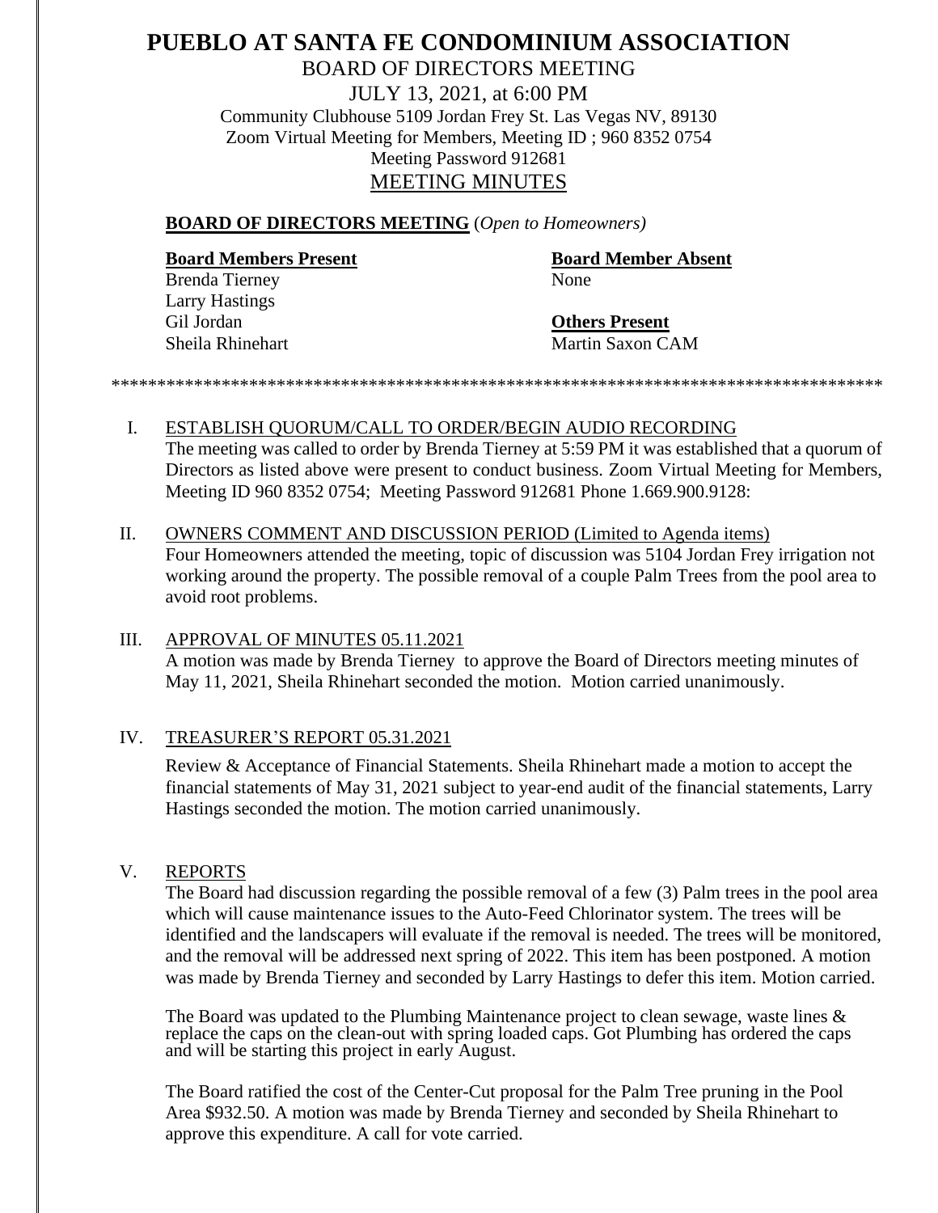# PUEBLO AT SANTA FE CONDOMINIUM ASSOCIATION

BOARD OF DIRECTORS MEETING

JULY 13, 2021, at 6:00 PM

Community Clubhouse 5109 Jordan Frey St. Las Vegas NV, 89130

Zoom Virtual Meeting for Members, Meeting ID ; 960 8352 0754

Meeting Password 912681

## MEETING MINUTES

**BOARD OF DIRECTORS MEETING** (*Open to Homeowners)*

**Board Members Present**
Brenda Tierney
Larry Hastings
Gil Jordan
Sheila Rhinehart

**Board Member Absent**
None

**Others Present**
Martin Saxon CAM

\*\*\*\*\*\*\*\*\*\*\*\*\*\*\*\*\*\*\*\*\*\*\*\*\*\*\*\*\*\*\*\*\*\*\*\*\*\*\*\*\*\*\*\*\*\*\*\*\*\*\*\*\*\*\*\*\*\*\*\*\*\*\*\*\*\*\*\*\*\*\*\*\*\*\*\*\*\*\*\*\*\*\*\*\*\*\*\*

I. ESTABLISH QUORUM/CALL TO ORDER/BEGIN AUDIO RECORDING

The meeting was called to order by Brenda Tierney at 5:59 PM it was established that a quorum of Directors as listed above were present to conduct business. Zoom Virtual Meeting for Members, Meeting ID 960 8352 0754; Meeting Password 912681 Phone 1.669.900.9128:

II. OWNERS COMMENT AND DISCUSSION PERIOD (Limited to Agenda items)

Four Homeowners attended the meeting, topic of discussion was 5104 Jordan Frey irrigation not working around the property. The possible removal of a couple Palm Trees from the pool area to avoid root problems.

III. APPROVAL OF MINUTES 05.11.2021

A motion was made by Brenda Tierney to approve the Board of Directors meeting minutes of May 11, 2021, Sheila Rhinehart seconded the motion. Motion carried unanimously.

IV. TREASURER'S REPORT 05.31.2021

Review & Acceptance of Financial Statements. Sheila Rhinehart made a motion to accept the financial statements of May 31, 2021 subject to year-end audit of the financial statements, Larry Hastings seconded the motion. The motion carried unanimously.

V. REPORTS

The Board had discussion regarding the possible removal of a few (3) Palm trees in the pool area which will cause maintenance issues to the Auto-Feed Chlorinator system. The trees will be identified and the landscapers will evaluate if the removal is needed. The trees will be monitored, and the removal will be addressed next spring of 2022. This item has been postponed. A motion was made by Brenda Tierney and seconded by Larry Hastings to defer this item. Motion carried.

The Board was updated to the Plumbing Maintenance project to clean sewage, waste lines & replace the caps on the clean-out with spring loaded caps. Got Plumbing has ordered the caps and will be starting this project in early August.

The Board ratified the cost of the Center-Cut proposal for the Palm Tree pruning in the Pool Area $932.50. A motion was made by Brenda Tierney and seconded by Sheila Rhinehart to approve this expenditure. A call for vote carried.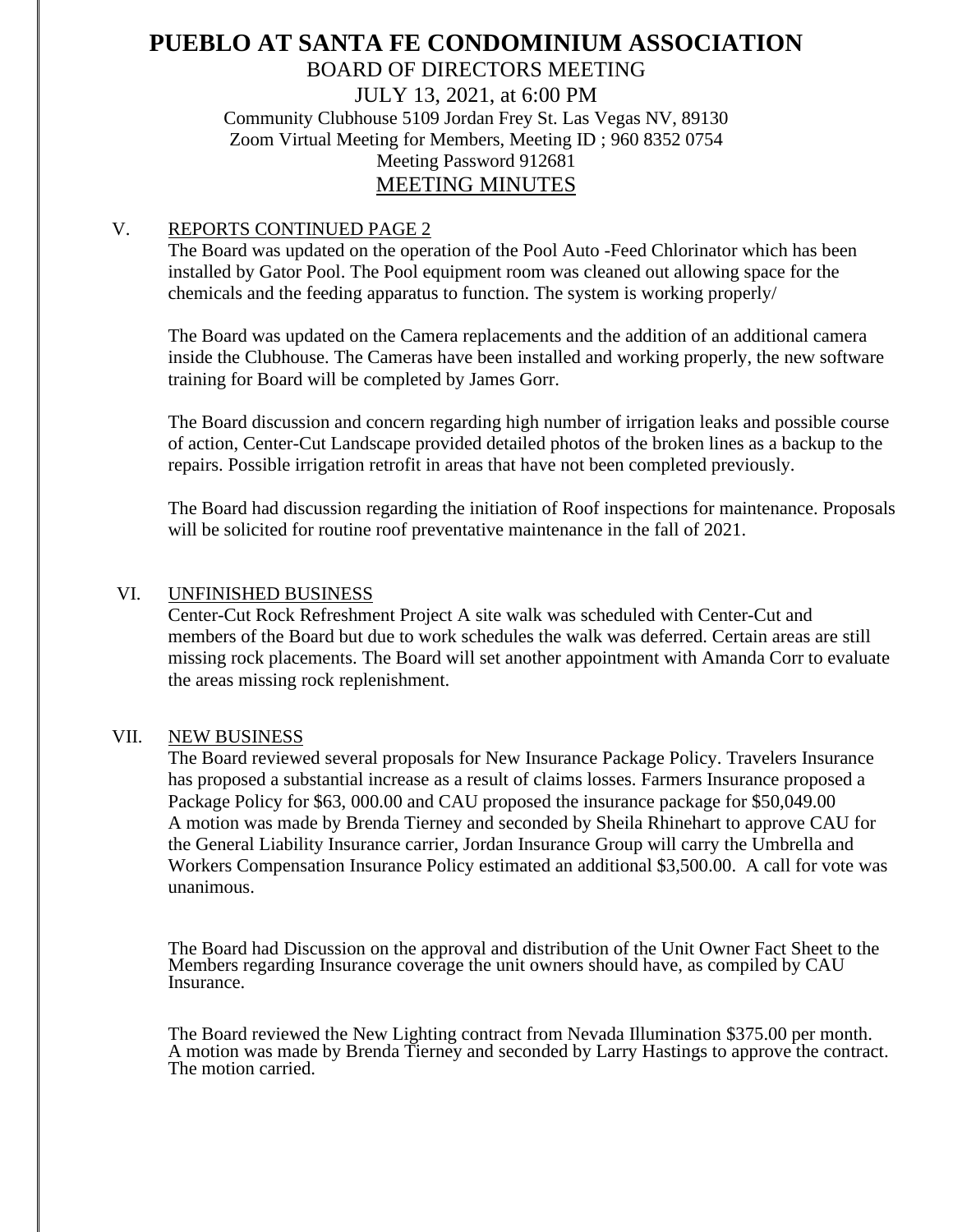# PUEBLO AT SANTA FE CONDOMINIUM ASSOCIATION

BOARD OF DIRECTORS MEETING

JULY 13, 2021, at 6:00 PM

Community Clubhouse 5109 Jordan Frey St. Las Vegas NV, 89130

Zoom Virtual Meeting for Members, Meeting ID ; 960 8352 0754

Meeting Password 912681

## MEETING MINUTES

V. REPORTS CONTINUED PAGE 2

The Board was updated on the operation of the Pool Auto -Feed Chlorinator which has been installed by Gator Pool. The Pool equipment room was cleaned out allowing space for the chemicals and the feeding apparatus to function. The system is working properly/

The Board was updated on the Camera replacements and the addition of an additional camera inside the Clubhouse. The Cameras have been installed and working properly, the new software training for Board will be completed by James Gorr.

The Board discussion and concern regarding high number of irrigation leaks and possible course of action, Center-Cut Landscape provided detailed photos of the broken lines as a backup to the repairs. Possible irrigation retrofit in areas that have not been completed previously.

The Board had discussion regarding the initiation of Roof inspections for maintenance. Proposals will be solicited for routine roof preventative maintenance in the fall of 2021.

VI. UNFINISHED BUSINESS

Center-Cut Rock Refreshment Project A site walk was scheduled with Center-Cut and members of the Board but due to work schedules the walk was deferred. Certain areas are still missing rock placements. The Board will set another appointment with Amanda Corr to evaluate the areas missing rock replenishment.

VII. NEW BUSINESS

The Board reviewed several proposals for New Insurance Package Policy. Travelers Insurance has proposed a substantial increase as a result of claims losses. Farmers Insurance proposed a Package Policy for $63, 000.00 and CAU proposed the insurance package for $50,049.00 A motion was made by Brenda Tierney and seconded by Sheila Rhinehart to approve CAU for the General Liability Insurance carrier, Jordan Insurance Group will carry the Umbrella and Workers Compensation Insurance Policy estimated an additional $3,500.00. A call for vote was unanimous.

The Board had Discussion on the approval and distribution of the Unit Owner Fact Sheet to the Members regarding Insurance coverage the unit owners should have, as compiled by CAU Insurance.

The Board reviewed the New Lighting contract from Nevada Illumination $375.00 per month. A motion was made by Brenda Tierney and seconded by Larry Hastings to approve the contract. The motion carried.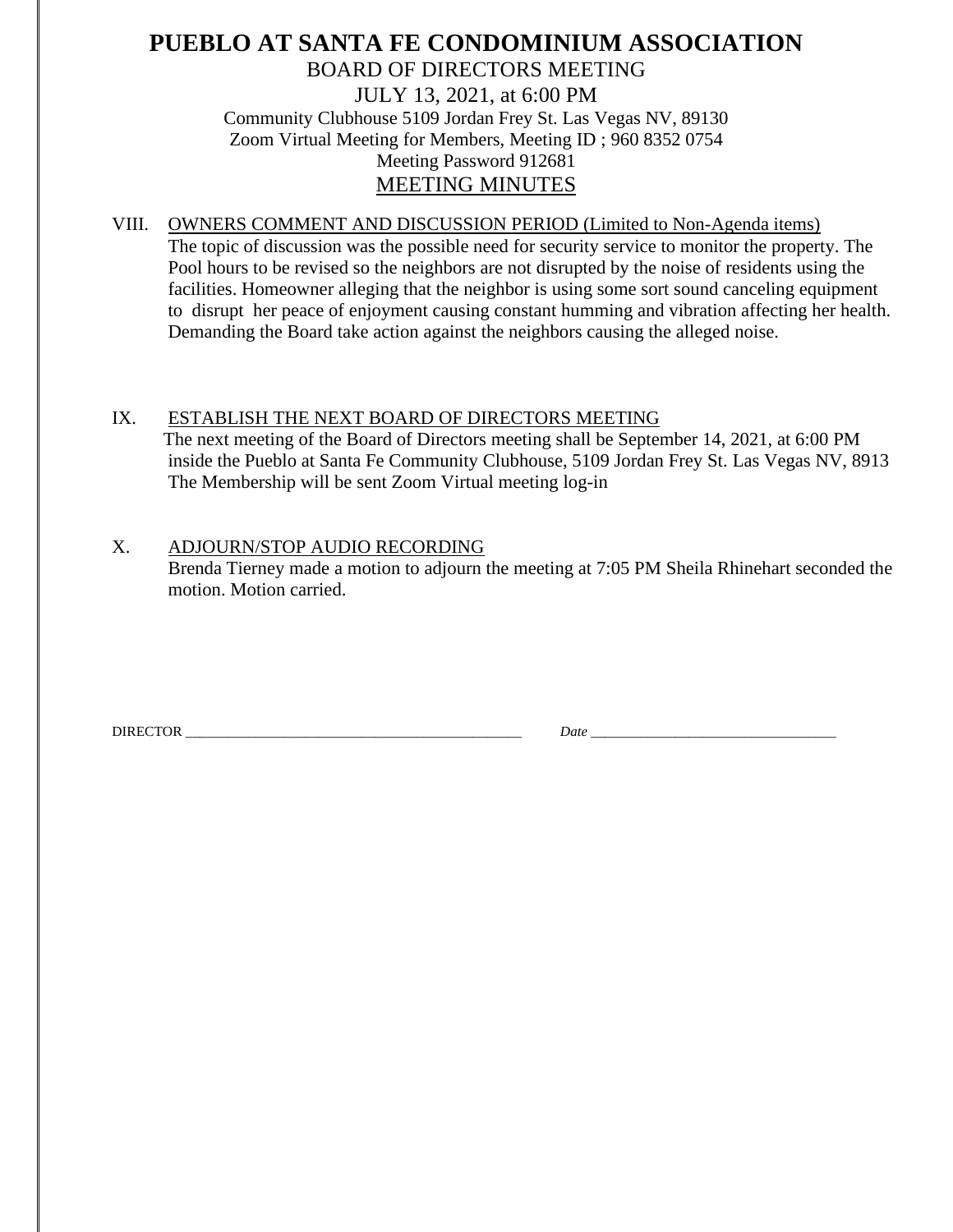# PUEBLO AT SANTA FE CONDOMINIUM ASSOCIATION

BOARD OF DIRECTORS MEETING

JULY 13, 2021, at 6:00 PM

Community Clubhouse 5109 Jordan Frey St. Las Vegas NV, 89130

Zoom Virtual Meeting for Members, Meeting ID ; 960 8352 0754

Meeting Password 912681

## MEETING MINUTES

VIII. OWNERS COMMENT AND DISCUSSION PERIOD (Limited to Non-Agenda items)

The topic of discussion was the possible need for security service to monitor the property. The Pool hours to be revised so the neighbors are not disrupted by the noise of residents using the facilities. Homeowner alleging that the neighbor is using some sort sound canceling equipment to disrupt her peace of enjoyment causing constant humming and vibration affecting her health. Demanding the Board take action against the neighbors causing the alleged noise.

IX. ESTABLISH THE NEXT BOARD OF DIRECTORS MEETING

The next meeting of the Board of Directors meeting shall be September 14, 2021, at 6:00 PM inside the Pueblo at Santa Fe Community Clubhouse, 5109 Jordan Frey St. Las Vegas NV, 8913 The Membership will be sent Zoom Virtual meeting log-in

X. ADJOURN/STOP AUDIO RECORDING

Brenda Tierney made a motion to adjourn the meeting at 7:05 PM Sheila Rhinehart seconded the motion. Motion carried.

DIRECTOR ______________________________________________ *Date* ________________________________